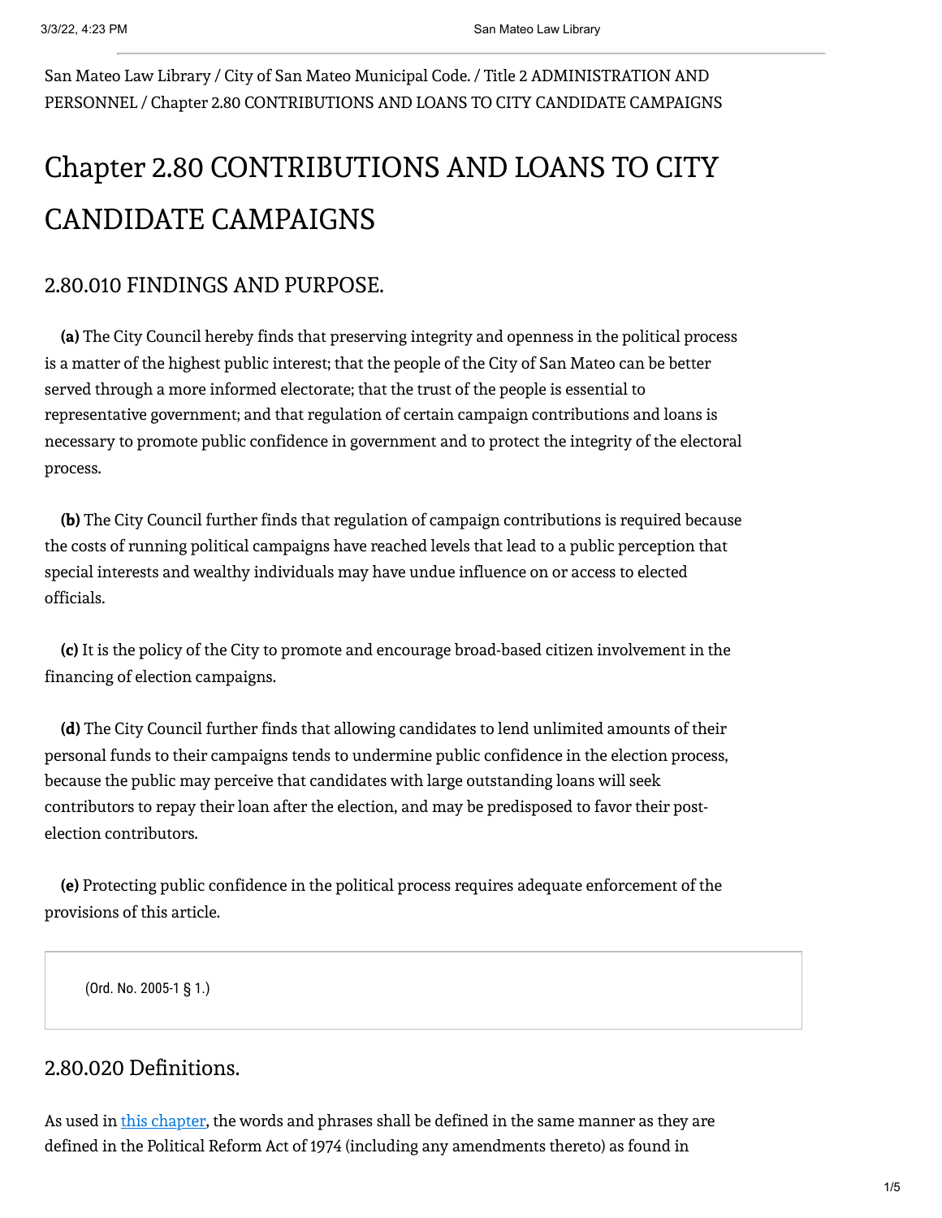San Mateo Law Library / City of San Mateo Municipal Code. / Title 2 ADMINISTRATION AND PERSONNEL / Chapter 2.80 CONTRIBUTIONS AND LOANS TO CITY CANDIDATE CAMPAIGNS

# Chapter 2.80 CONTRIBUTIONS AND LOANS TO CITY CANDIDATE CAMPAIGNS

## 2.80.010 FINDINGS AND PURPOSE.

**(a)** The City Council hereby finds that preserving integrity and openness in the political process is a matter of the highest public interest; that the people of the City of San Mateo can be better served through a more informed electorate; that the trust of the people is essential to representative government; and that regulation of certain campaign contributions and loans is necessary to promote public confidence in government and to protect the integrity of the electoral process.

**(b)** The City Council further finds that regulation of campaign contributions is required because the costs of running political campaigns have reached levels that lead to a public perception that special interests and wealthy individuals may have undue influence on or access to elected officials.

**(c)** It is the policy of the City to promote and encourage broad-based citizen involvement in the financing of election campaigns.

**(d)** The City Council further finds that allowing candidates to lend unlimited amounts of their personal funds to their campaigns tends to undermine public confidence in the election process, because the public may perceive that candidates with large outstanding loans will seek contributors to repay their loan after the election, and may be predisposed to favor their post-election contributors.

**(e)** Protecting public confidence in the political process requires adequate enforcement of the provisions of this article.

(Ord. No. 2005-1 § 1.)

## 2.80.020 Definitions.

As used in this chapter, the words and phrases shall be defined in the same manner as they are defined in the Political Reform Act of 1974 (including any amendments thereto) as found in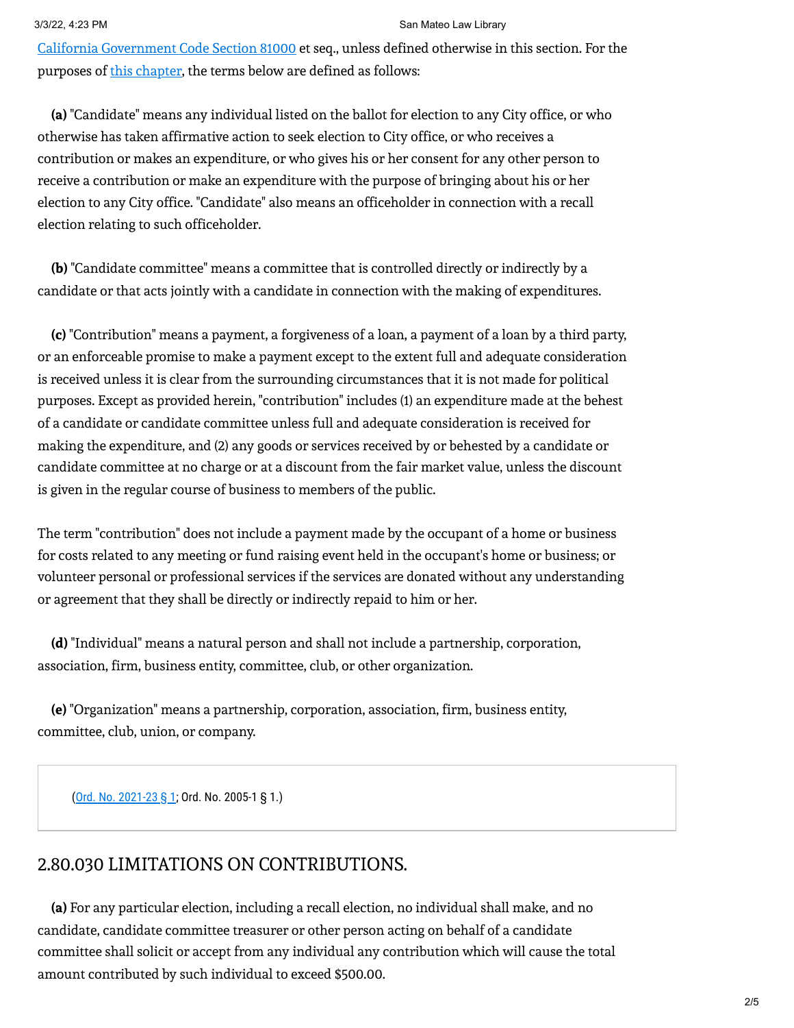California Government Code Section 81000 et seq., unless defined otherwise in this section. For the purposes of this chapter, the terms below are defined as follows:

**(a)** "Candidate" means any individual listed on the ballot for election to any City office, or who otherwise has taken affirmative action to seek election to City office, or who receives a contribution or makes an expenditure, or who gives his or her consent for any other person to receive a contribution or make an expenditure with the purpose of bringing about his or her election to any City office. "Candidate" also means an officeholder in connection with a recall election relating to such officeholder.

**(b)** "Candidate committee" means a committee that is controlled directly or indirectly by a candidate or that acts jointly with a candidate in connection with the making of expenditures.

**(c)** "Contribution" means a payment, a forgiveness of a loan, a payment of a loan by a third party, or an enforceable promise to make a payment except to the extent full and adequate consideration is received unless it is clear from the surrounding circumstances that it is not made for political purposes. Except as provided herein, "contribution" includes (1) an expenditure made at the behest of a candidate or candidate committee unless full and adequate consideration is received for making the expenditure, and (2) any goods or services received by or behested by a candidate or candidate committee at no charge or at a discount from the fair market value, unless the discount is given in the regular course of business to members of the public.

The term "contribution" does not include a payment made by the occupant of a home or business for costs related to any meeting or fund raising event held in the occupant's home or business; or volunteer personal or professional services if the services are donated without any understanding or agreement that they shall be directly or indirectly repaid to him or her.

**(d)** "Individual" means a natural person and shall not include a partnership, corporation, association, firm, business entity, committee, club, or other organization.

**(e)** "Organization" means a partnership, corporation, association, firm, business entity, committee, club, union, or company.

(Ord. No. 2021-23 § 1; Ord. No. 2005-1 § 1.)

## 2.80.030 LIMITATIONS ON CONTRIBUTIONS.

**(a)** For any particular election, including a recall election, no individual shall make, and no candidate, candidate committee treasurer or other person acting on behalf of a candidate committee shall solicit or accept from any individual any contribution which will cause the total amount contributed by such individual to exceed $500.00.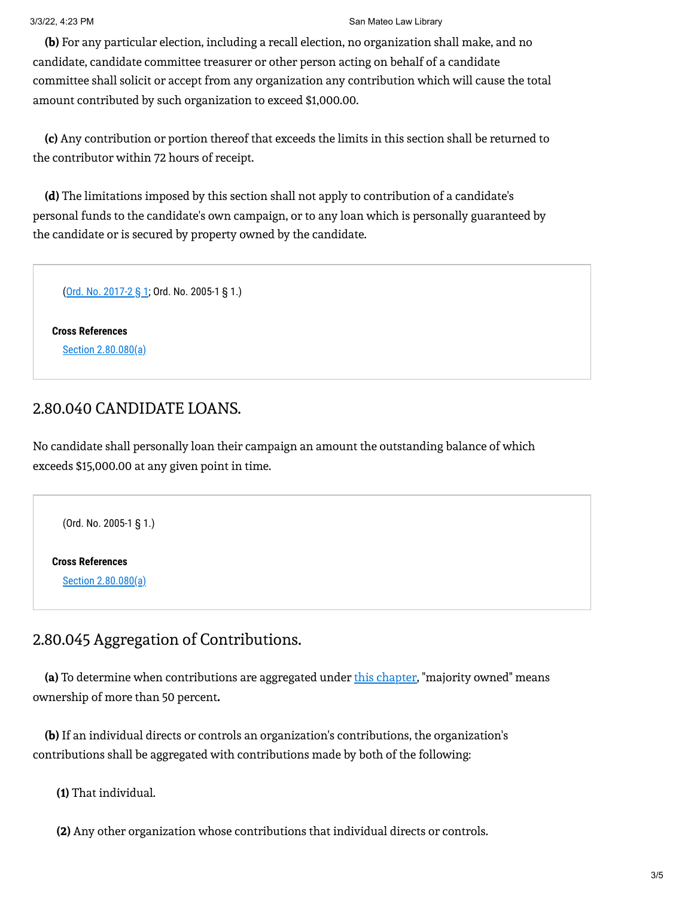**(b)** For any particular election, including a recall election, no organization shall make, and no candidate, candidate committee treasurer or other person acting on behalf of a candidate committee shall solicit or accept from any organization any contribution which will cause the total amount contributed by such organization to exceed $1,000.00.

**(c)** Any contribution or portion thereof that exceeds the limits in this section shall be returned to the contributor within 72 hours of receipt.

**(d)** The limitations imposed by this section shall not apply to contribution of a candidate's personal funds to the candidate's own campaign, or to any loan which is personally guaranteed by the candidate or is secured by property owned by the candidate.

(Ord. No. 2017-2 § 1; Ord. No. 2005-1 § 1.)

**Cross References**

Section 2.80.080(a)

## 2.80.040 CANDIDATE LOANS.

No candidate shall personally loan their campaign an amount the outstanding balance of which exceeds $15,000.00 at any given point in time.

(Ord. No. 2005-1 § 1.)

**Cross References**

Section 2.80.080(a)

## 2.80.045 Aggregation of Contributions.

**(a)** To determine when contributions are aggregated under this chapter, "majority owned" means ownership of more than 50 percent**.**

**(b)** If an individual directs or controls an organization's contributions, the organization's contributions shall be aggregated with contributions made by both of the following:

**(1)** That individual.

**(2)** Any other organization whose contributions that individual directs or controls.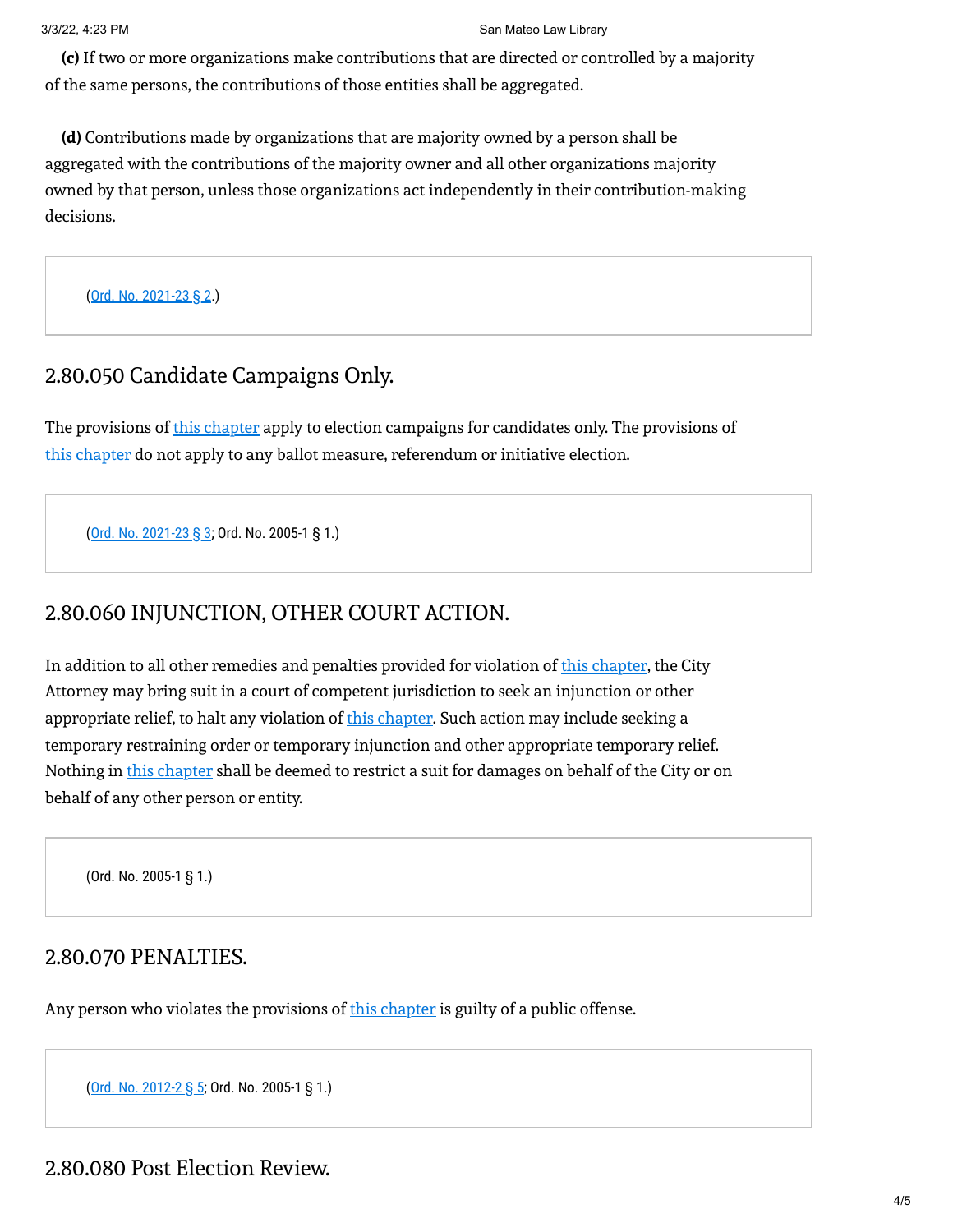**(c)** If two or more organizations make contributions that are directed or controlled by a majority of the same persons, the contributions of those entities shall be aggregated.

**(d)** Contributions made by organizations that are majority owned by a person shall be aggregated with the contributions of the majority owner and all other organizations majority owned by that person, unless those organizations act independently in their contribution-making decisions.

(Ord. No. 2021-23 § 2.)

## 2.80.050 Candidate Campaigns Only.

The provisions of this chapter apply to election campaigns for candidates only. The provisions of this chapter do not apply to any ballot measure, referendum or initiative election.

(Ord. No. 2021-23 § 3; Ord. No. 2005-1 § 1.)

## 2.80.060 INJUNCTION, OTHER COURT ACTION.

In addition to all other remedies and penalties provided for violation of this chapter, the City Attorney may bring suit in a court of competent jurisdiction to seek an injunction or other appropriate relief, to halt any violation of this chapter. Such action may include seeking a temporary restraining order or temporary injunction and other appropriate temporary relief. Nothing in this chapter shall be deemed to restrict a suit for damages on behalf of the City or on behalf of any other person or entity.

(Ord. No. 2005-1 § 1.)

## 2.80.070 PENALTIES.

Any person who violates the provisions of this chapter is guilty of a public offense.

(Ord. No. 2012-2 § 5; Ord. No. 2005-1 § 1.)

## 2.80.080 Post Election Review.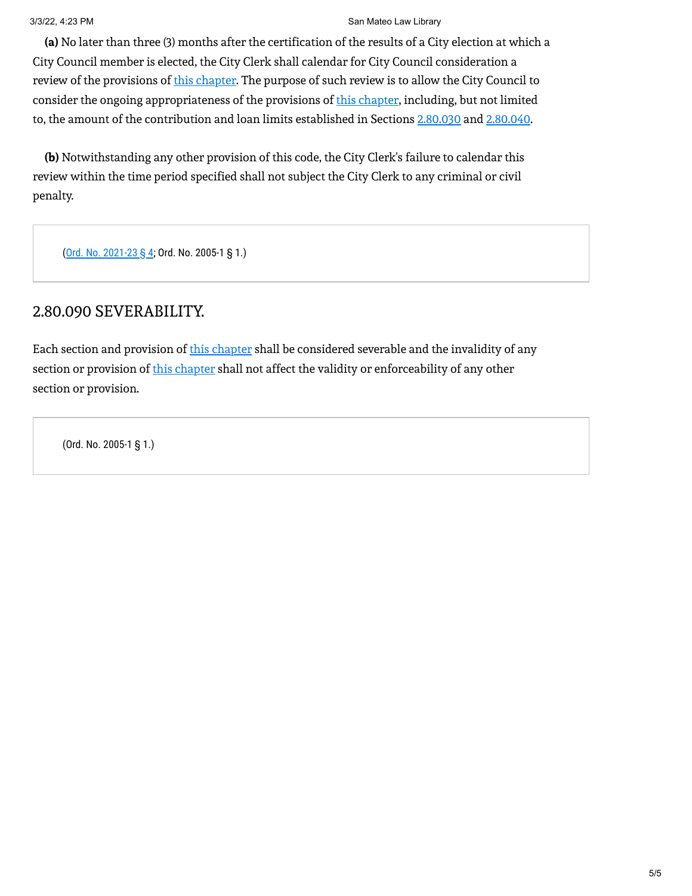**(a)** No later than three (3) months after the certification of the results of a City election at which a City Council member is elected, the City Clerk shall calendar for City Council consideration a review of the provisions of this chapter. The purpose of such review is to allow the City Council to consider the ongoing appropriateness of the provisions of this chapter, including, but not limited to, the amount of the contribution and loan limits established in Sections 2.80.030 and 2.80.040.

**(b)** Notwithstanding any other provision of this code, the City Clerk's failure to calendar this review within the time period specified shall not subject the City Clerk to any criminal or civil penalty.

(Ord. No. 2021-23 § 4; Ord. No. 2005-1 § 1.)

## 2.80.090 SEVERABILITY.

Each section and provision of this chapter shall be considered severable and the invalidity of any section or provision of this chapter shall not affect the validity or enforceability of any other section or provision.

(Ord. No. 2005-1 § 1.)